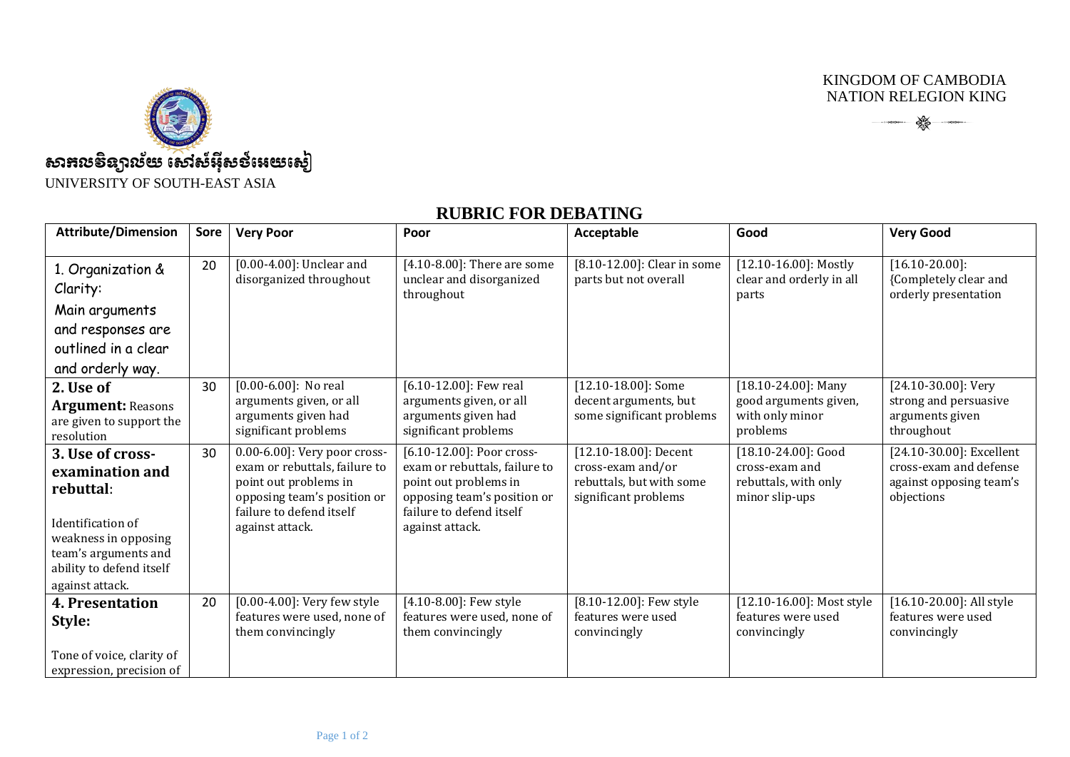KINGDOM OF CAMBODIA
NATION RELEGION KING

សាកលវិទ្យាល័យ សៅស៍អុីសថ៍អេយសៀ

UNIVERSITY OF SOUTH-EAST ASIA

## RUBRIC FOR DEBATING

| Attribute/Dimension | Sore | Very Poor | Poor | Acceptable | Good | Very Good |
|---|---|---|---|---|---|---|
| 1. Organization & Clarity: Main arguments and responses are outlined in a clear and orderly way. | 20 | [0.00-4.00]: Unclear and disorganized throughout | [4.10-8.00]: There are some unclear and disorganized throughout | [8.10-12.00]: Clear in some parts but not overall | [12.10-16.00]: Mostly clear and orderly in all parts | [16.10-20.00]: {Completely clear and orderly presentation |
| **2. Use of Argument:** Reasons are given to support the resolution | 30 | [0.00-6.00]: No real arguments given, or all arguments given had significant problems | [6.10-12.00]: Few real arguments given, or all arguments given had significant problems | [12.10-18.00]: Some decent arguments, but some significant problems | [18.10-24.00]: Many good arguments given, with only minor problems | [24.10-30.00]: Very strong and persuasive arguments given throughout |
| **3. Use of cross-examination and rebuttal**: Identification of weakness in opposing team's arguments and ability to defend itself against attack. | 30 | 0.00-6.00]: Very poor cross-exam or rebuttals, failure to point out problems in opposing team's position or failure to defend itself against attack. | [6.10-12.00]: Poor cross-exam or rebuttals, failure to point out problems in opposing team's position or failure to defend itself against attack. | [12.10-18.00]: Decent cross-exam and/or rebuttals, but with some significant problems | [18.10-24.00]: Good cross-exam and rebuttals, with only minor slip-ups | [24.10-30.00]: Excellent cross-exam and defense against opposing team's objections |
| **4. Presentation Style:** Tone of voice, clarity of expression, precision of | 20 | [0.00-4.00]: Very few style features were used, none of them convincingly | [4.10-8.00]: Few style features were used, none of them convincingly | [8.10-12.00]: Few style features were used convincingly | [12.10-16.00]: Most style features were used convincingly | [16.10-20.00]: All style features were used convincingly |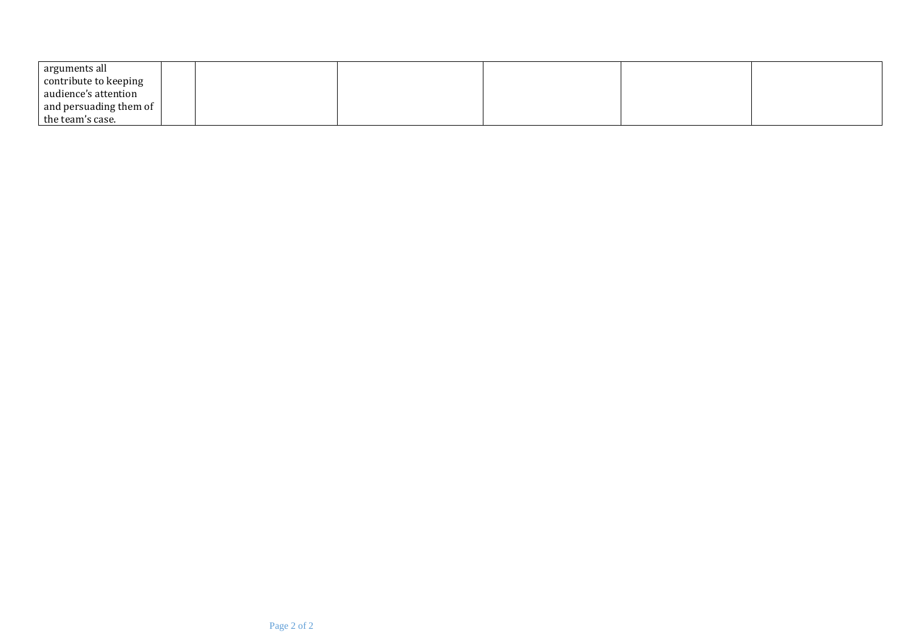| | | | | | | |
|---|---|---|---|---|---|---|
| arguments all contribute to keeping audience's attention and persuading them of the team's case. | | | | | | |